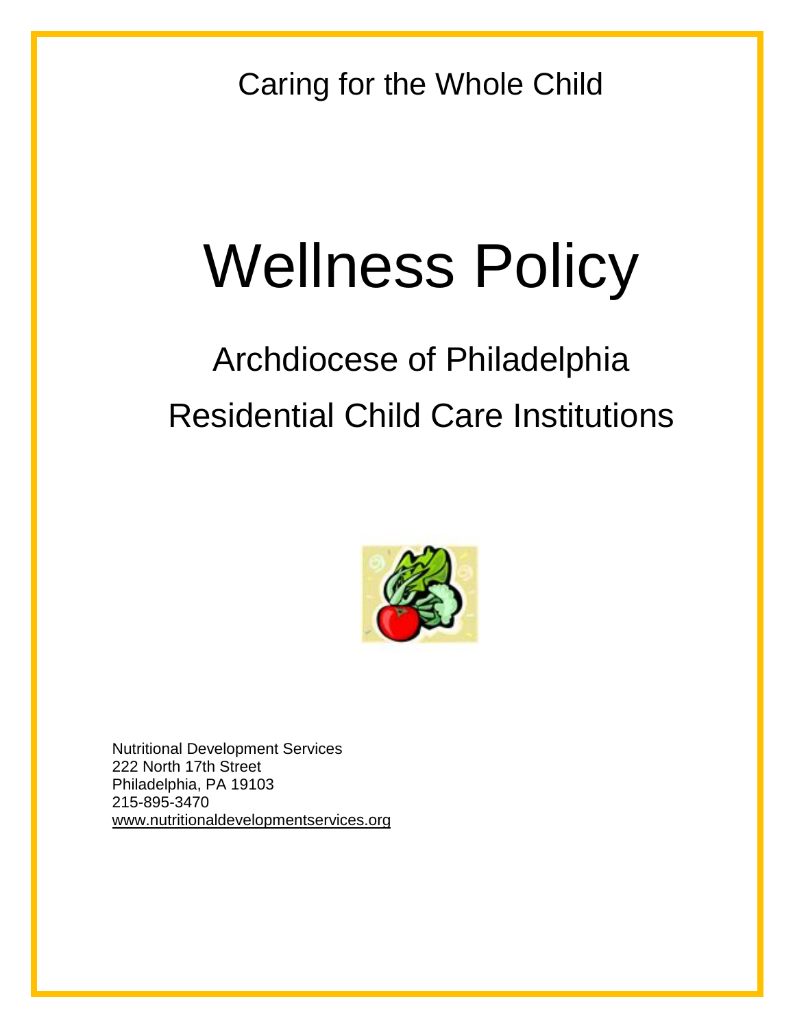Caring for the Whole Child

# Wellness Policy

## Archdiocese of Philadelphia

## Residential Child Care Institutions

Nutritional Development Services
222 North 17th Street
Philadelphia, PA 19103
215-895-3470
www.nutritionaldevelopmentservices.org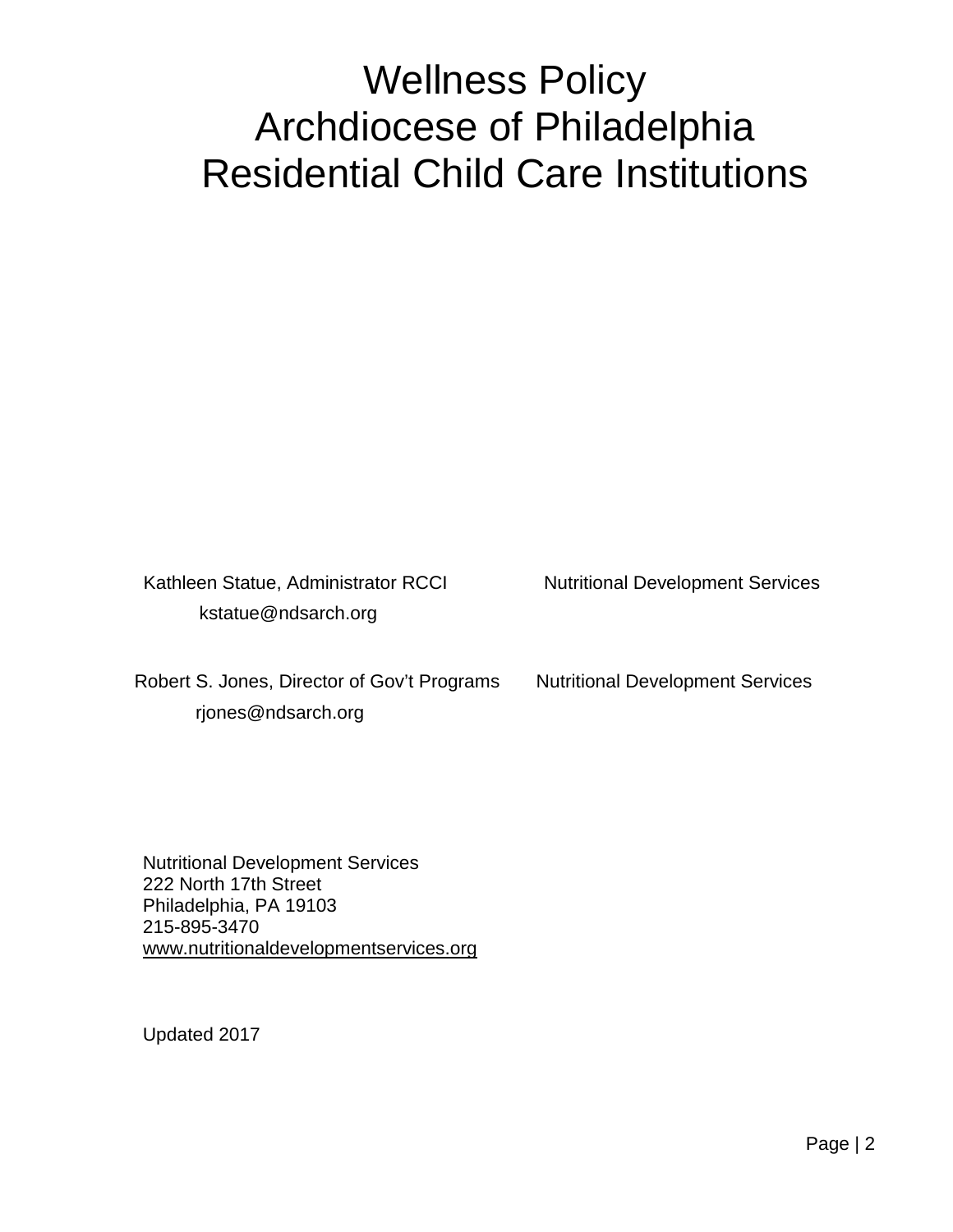# Wellness Policy
# Archdiocese of Philadelphia
# Residential Child Care Institutions

Kathleen Statue, Administrator RCCI — Nutritional Development Services
kstatue@ndsarch.org

Robert S. Jones, Director of Gov't Programs — Nutritional Development Services
rjones@ndsarch.org

Nutritional Development Services
222 North 17th Street
Philadelphia, PA 19103
215-895-3470
www.nutritionaldevelopmentservices.org

Updated 2017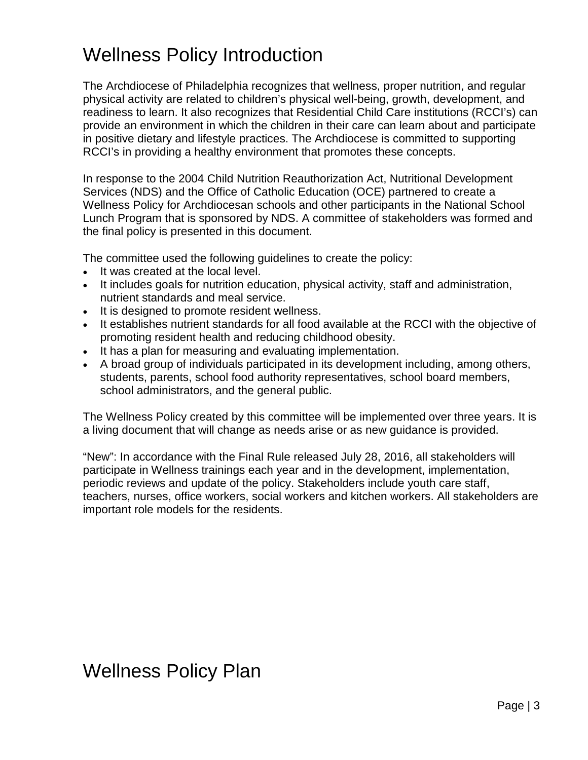# Wellness Policy Introduction

The Archdiocese of Philadelphia recognizes that wellness, proper nutrition, and regular physical activity are related to children's physical well-being, growth, development, and readiness to learn. It also recognizes that Residential Child Care institutions (RCCI's) can provide an environment in which the children in their care can learn about and participate in positive dietary and lifestyle practices. The Archdiocese is committed to supporting RCCI's in providing a healthy environment that promotes these concepts.

In response to the 2004 Child Nutrition Reauthorization Act, Nutritional Development Services (NDS) and the Office of Catholic Education (OCE) partnered to create a Wellness Policy for Archdiocesan schools and other participants in the National School Lunch Program that is sponsored by NDS. A committee of stakeholders was formed and the final policy is presented in this document.

The committee used the following guidelines to create the policy:

- It was created at the local level.
- It includes goals for nutrition education, physical activity, staff and administration, nutrient standards and meal service.
- It is designed to promote resident wellness.
- It establishes nutrient standards for all food available at the RCCI with the objective of promoting resident health and reducing childhood obesity.
- It has a plan for measuring and evaluating implementation.
- A broad group of individuals participated in its development including, among others, students, parents, school food authority representatives, school board members, school administrators, and the general public.

The Wellness Policy created by this committee will be implemented over three years. It is a living document that will change as needs arise or as new guidance is provided.

"New": In accordance with the Final Rule released July 28, 2016, all stakeholders will participate in Wellness trainings each year and in the development, implementation, periodic reviews and update of the policy. Stakeholders include youth care staff, teachers, nurses, office workers, social workers and kitchen workers. All stakeholders are important role models for the residents.

# Wellness Policy Plan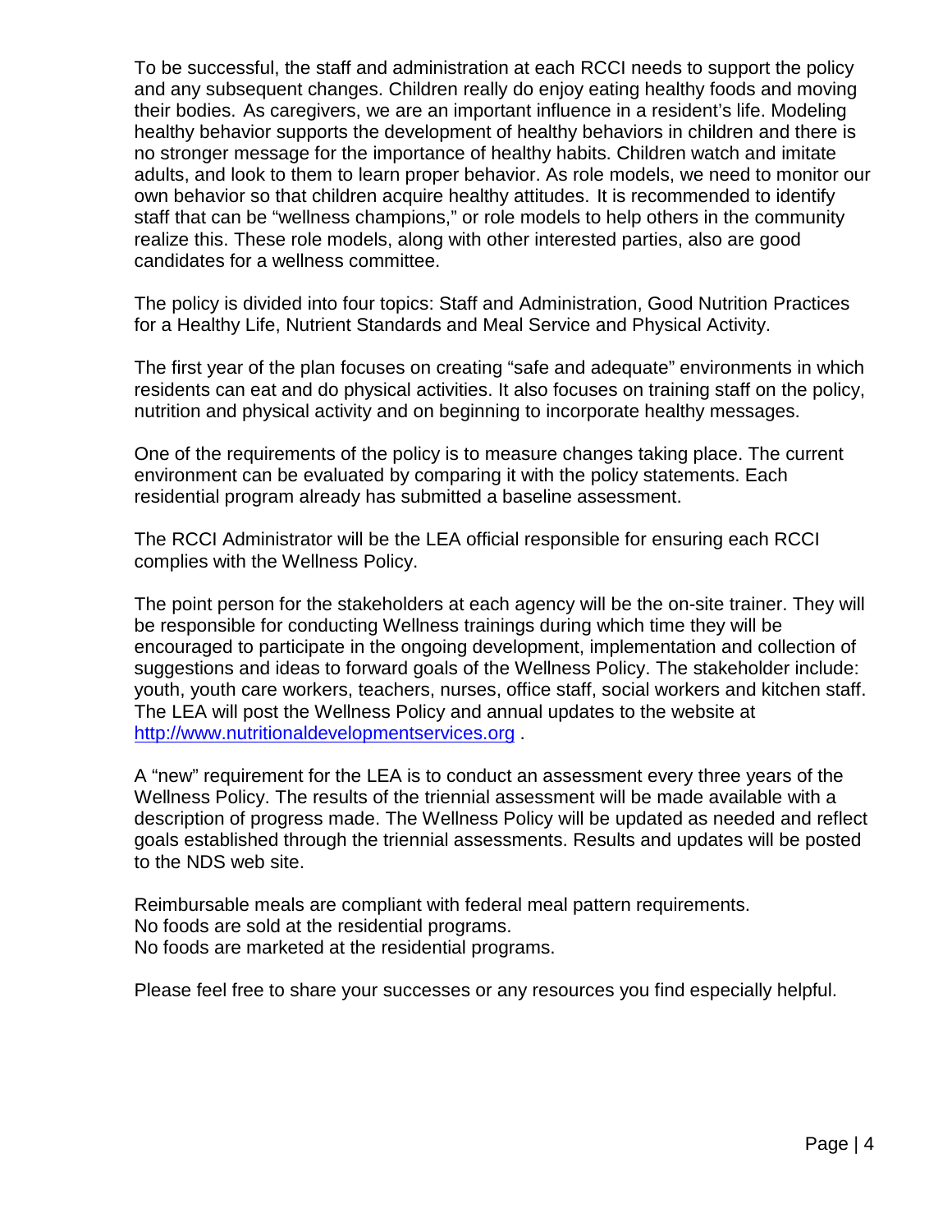To be successful, the staff and administration at each RCCI needs to support the policy and any subsequent changes. Children really do enjoy eating healthy foods and moving their bodies. As caregivers, we are an important influence in a resident's life. Modeling healthy behavior supports the development of healthy behaviors in children and there is no stronger message for the importance of healthy habits. Children watch and imitate adults, and look to them to learn proper behavior. As role models, we need to monitor our own behavior so that children acquire healthy attitudes. It is recommended to identify staff that can be "wellness champions," or role models to help others in the community realize this. These role models, along with other interested parties, also are good candidates for a wellness committee.

The policy is divided into four topics: Staff and Administration, Good Nutrition Practices for a Healthy Life, Nutrient Standards and Meal Service and Physical Activity.

The first year of the plan focuses on creating "safe and adequate" environments in which residents can eat and do physical activities. It also focuses on training staff on the policy, nutrition and physical activity and on beginning to incorporate healthy messages.

One of the requirements of the policy is to measure changes taking place. The current environment can be evaluated by comparing it with the policy statements. Each residential program already has submitted a baseline assessment.

The RCCI Administrator will be the LEA official responsible for ensuring each RCCI complies with the Wellness Policy.

The point person for the stakeholders at each agency will be the on-site trainer. They will be responsible for conducting Wellness trainings during which time they will be encouraged to participate in the ongoing development, implementation and collection of suggestions and ideas to forward goals of the Wellness Policy. The stakeholder include: youth, youth care workers, teachers, nurses, office staff, social workers and kitchen staff. The LEA will post the Wellness Policy and annual updates to the website at [http://www.nutritionaldevelopmentservices.org](http://www.nutritionaldevelopmentservices.org) .

A "new" requirement for the LEA is to conduct an assessment every three years of the Wellness Policy. The results of the triennial assessment will be made available with a description of progress made. The Wellness Policy will be updated as needed and reflect goals established through the triennial assessments. Results and updates will be posted to the NDS web site.

Reimbursable meals are compliant with federal meal pattern requirements.
No foods are sold at the residential programs.
No foods are marketed at the residential programs.

Please feel free to share your successes or any resources you find especially helpful.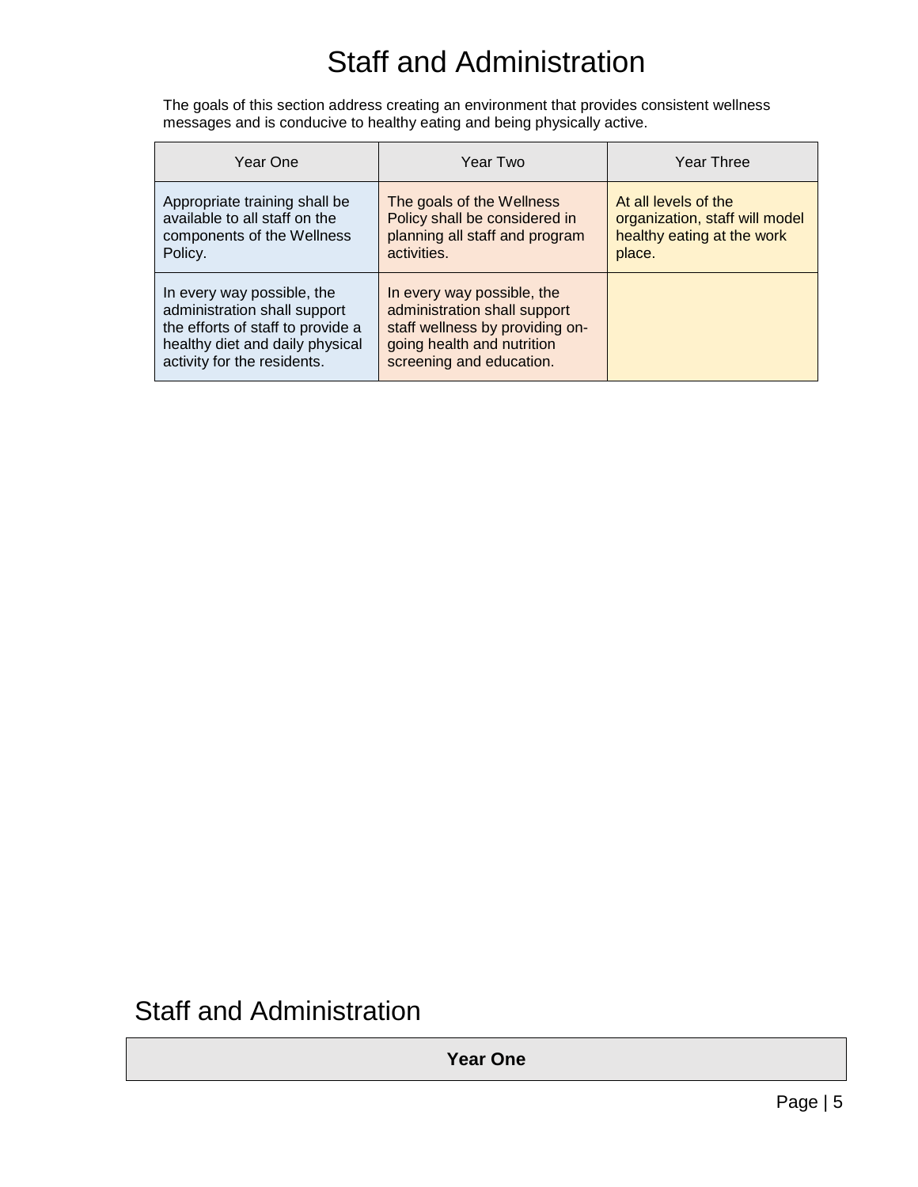# Staff and Administration

The goals of this section address creating an environment that provides consistent wellness messages and is conducive to healthy eating and being physically active.

| Year One | Year Two | Year Three |
| --- | --- | --- |
| Appropriate training shall be available to all staff on the components of the Wellness Policy. | The goals of the Wellness Policy shall be considered in planning all staff and program activities. | At all levels of the organization, staff will model healthy eating at the work place. |
| In every way possible, the administration shall support the efforts of staff to provide a healthy diet and daily physical activity for the residents. | In every way possible, the administration shall support staff wellness by providing on-going health and nutrition screening and education. | |

# Staff and Administration

| **Year One** |
| --- |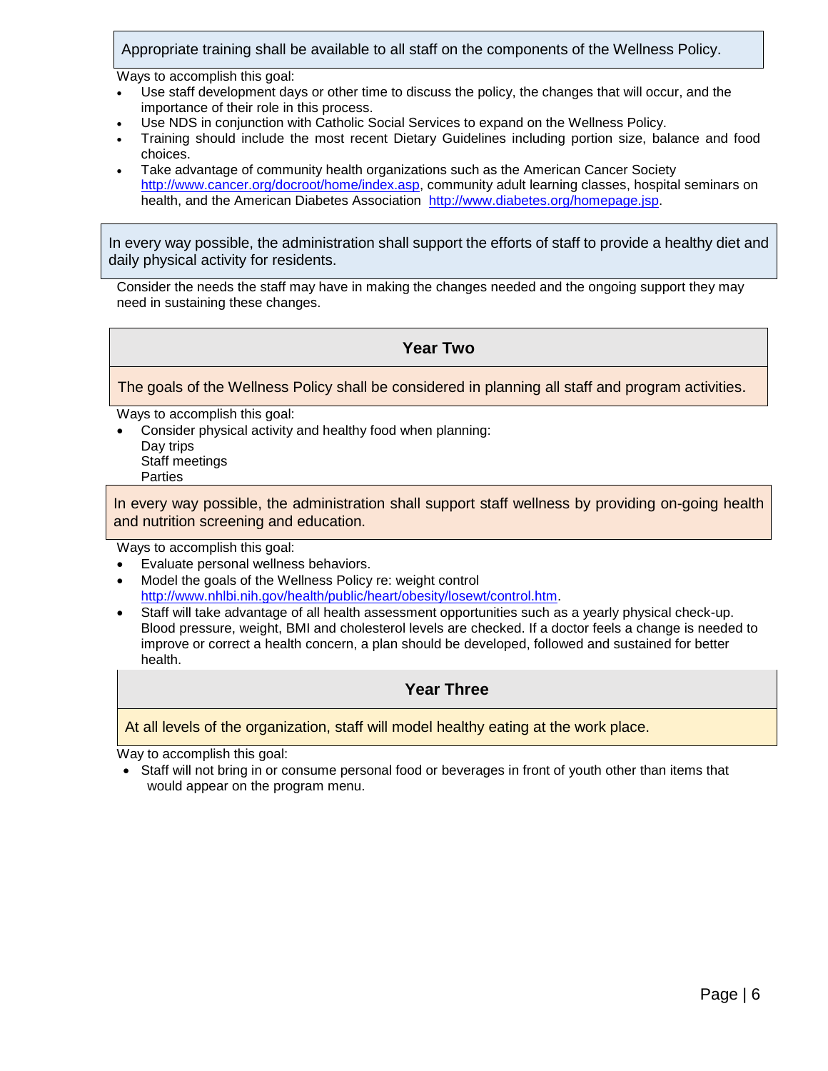**Appropriate training shall be available to all staff on the components of the Wellness Policy.**

Ways to accomplish this goal:

- Use staff development days or other time to discuss the policy, the changes that will occur, and the importance of their role in this process.
- Use NDS in conjunction with Catholic Social Services to expand on the Wellness Policy.
- Training should include the most recent Dietary Guidelines including portion size, balance and food choices.
- Take advantage of community health organizations such as the American Cancer Society http://www.cancer.org/docroot/home/index.asp, community adult learning classes, hospital seminars on health, and the American Diabetes Association http://www.diabetes.org/homepage.jsp.

**In every way possible, the administration shall support the efforts of staff to provide a healthy diet and daily physical activity for residents.**

Consider the needs the staff may have in making the changes needed and the ongoing support they may need in sustaining these changes.

## Year Two

**The goals of the Wellness Policy shall be considered in planning all staff and program activities.**

Ways to accomplish this goal:

- Consider physical activity and healthy food when planning:
  Day trips
  Staff meetings
  Parties

**In every way possible, the administration shall support staff wellness by providing on-going health and nutrition screening and education.**

Ways to accomplish this goal:

- Evaluate personal wellness behaviors.
- Model the goals of the Wellness Policy re: weight control http://www.nhlbi.nih.gov/health/public/heart/obesity/losewt/control.htm.
- Staff will take advantage of all health assessment opportunities such as a yearly physical check-up. Blood pressure, weight, BMI and cholesterol levels are checked. If a doctor feels a change is needed to improve or correct a health concern, a plan should be developed, followed and sustained for better health.

## Year Three

**At all levels of the organization, staff will model healthy eating at the work place.**

Way to accomplish this goal:

- Staff will not bring in or consume personal food or beverages in front of youth other than items that would appear on the program menu.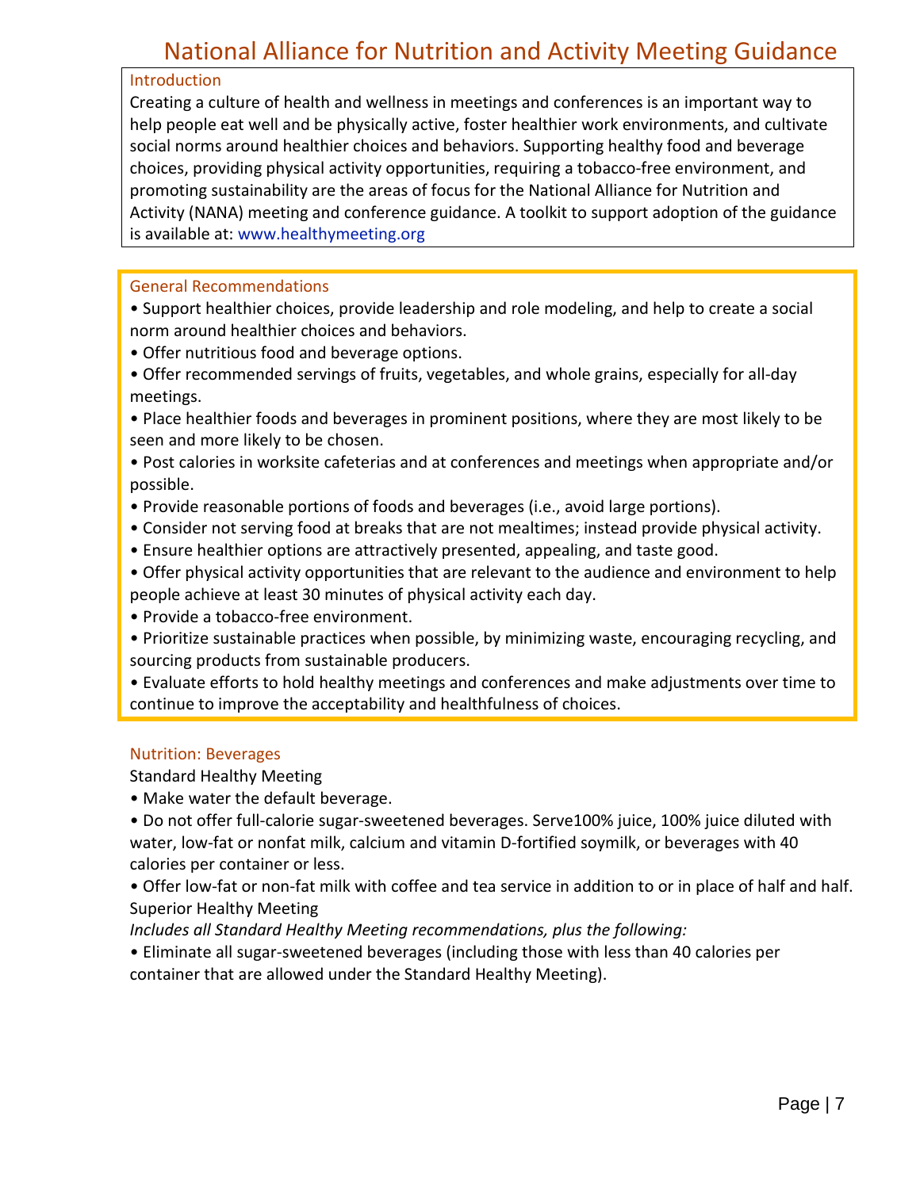# National Alliance for Nutrition and Activity Meeting Guidance

## Introduction

Creating a culture of health and wellness in meetings and conferences is an important way to help people eat well and be physically active, foster healthier work environments, and cultivate social norms around healthier choices and behaviors. Supporting healthy food and beverage choices, providing physical activity opportunities, requiring a tobacco-free environment, and promoting sustainability are the areas of focus for the National Alliance for Nutrition and Activity (NANA) meeting and conference guidance. A toolkit to support adoption of the guidance is available at: www.healthymeeting.org

## General Recommendations

- Support healthier choices, provide leadership and role modeling, and help to create a social norm around healthier choices and behaviors.
- Offer nutritious food and beverage options.
- Offer recommended servings of fruits, vegetables, and whole grains, especially for all-day meetings.
- Place healthier foods and beverages in prominent positions, where they are most likely to be seen and more likely to be chosen.
- Post calories in worksite cafeterias and at conferences and meetings when appropriate and/or possible.
- Provide reasonable portions of foods and beverages (i.e., avoid large portions).
- Consider not serving food at breaks that are not mealtimes; instead provide physical activity.
- Ensure healthier options are attractively presented, appealing, and taste good.
- Offer physical activity opportunities that are relevant to the audience and environment to help people achieve at least 30 minutes of physical activity each day.
- Provide a tobacco-free environment.
- Prioritize sustainable practices when possible, by minimizing waste, encouraging recycling, and sourcing products from sustainable producers.
- Evaluate efforts to hold healthy meetings and conferences and make adjustments over time to continue to improve the acceptability and healthfulness of choices.

## Nutrition: Beverages

Standard Healthy Meeting

- Make water the default beverage.
- Do not offer full-calorie sugar-sweetened beverages. Serve100% juice, 100% juice diluted with water, low-fat or nonfat milk, calcium and vitamin D-fortified soymilk, or beverages with 40 calories per container or less.
- Offer low-fat or non-fat milk with coffee and tea service in addition to or in place of half and half.

Superior Healthy Meeting

*Includes all Standard Healthy Meeting recommendations, plus the following:*

- Eliminate all sugar-sweetened beverages (including those with less than 40 calories per container that are allowed under the Standard Healthy Meeting).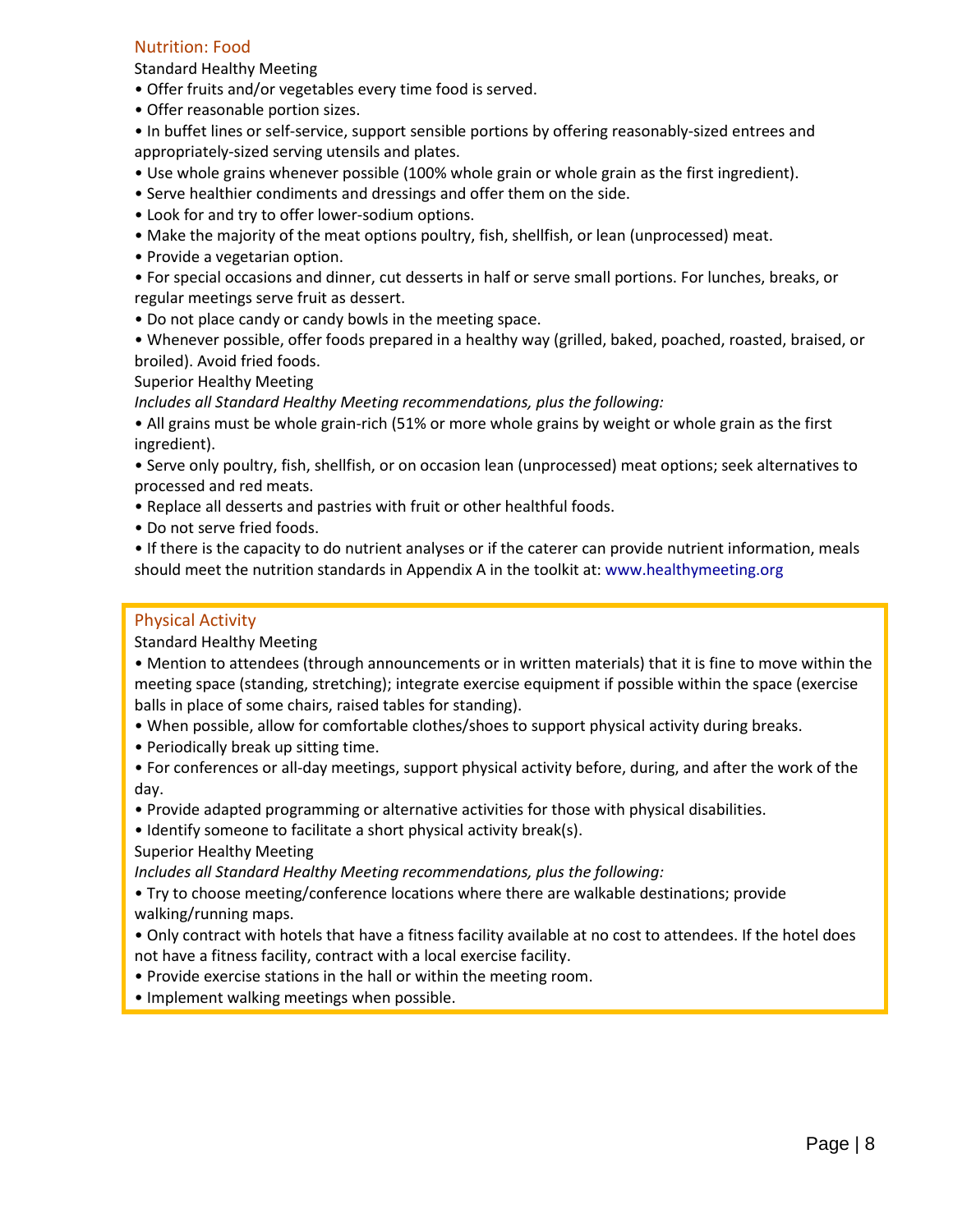## Nutrition: Food

Standard Healthy Meeting

- Offer fruits and/or vegetables every time food is served.
- Offer reasonable portion sizes.
- In buffet lines or self-service, support sensible portions by offering reasonably-sized entrees and appropriately-sized serving utensils and plates.
- Use whole grains whenever possible (100% whole grain or whole grain as the first ingredient).
- Serve healthier condiments and dressings and offer them on the side.
- Look for and try to offer lower-sodium options.
- Make the majority of the meat options poultry, fish, shellfish, or lean (unprocessed) meat.
- Provide a vegetarian option.
- For special occasions and dinner, cut desserts in half or serve small portions. For lunches, breaks, or regular meetings serve fruit as dessert.
- Do not place candy or candy bowls in the meeting space.
- Whenever possible, offer foods prepared in a healthy way (grilled, baked, poached, roasted, braised, or broiled). Avoid fried foods.

Superior Healthy Meeting

*Includes all Standard Healthy Meeting recommendations, plus the following:*

- All grains must be whole grain-rich (51% or more whole grains by weight or whole grain as the first ingredient).
- Serve only poultry, fish, shellfish, or on occasion lean (unprocessed) meat options; seek alternatives to processed and red meats.
- Replace all desserts and pastries with fruit or other healthful foods.
- Do not serve fried foods.
- If there is the capacity to do nutrient analyses or if the caterer can provide nutrient information, meals should meet the nutrition standards in Appendix A in the toolkit at: www.healthymeeting.org

## Physical Activity

Standard Healthy Meeting

- Mention to attendees (through announcements or in written materials) that it is fine to move within the meeting space (standing, stretching); integrate exercise equipment if possible within the space (exercise balls in place of some chairs, raised tables for standing).
- When possible, allow for comfortable clothes/shoes to support physical activity during breaks.
- Periodically break up sitting time.
- For conferences or all-day meetings, support physical activity before, during, and after the work of the day.
- Provide adapted programming or alternative activities for those with physical disabilities.
- Identify someone to facilitate a short physical activity break(s).

Superior Healthy Meeting

*Includes all Standard Healthy Meeting recommendations, plus the following:*

- Try to choose meeting/conference locations where there are walkable destinations; provide walking/running maps.
- Only contract with hotels that have a fitness facility available at no cost to attendees. If the hotel does not have a fitness facility, contract with a local exercise facility.
- Provide exercise stations in the hall or within the meeting room.
- Implement walking meetings when possible.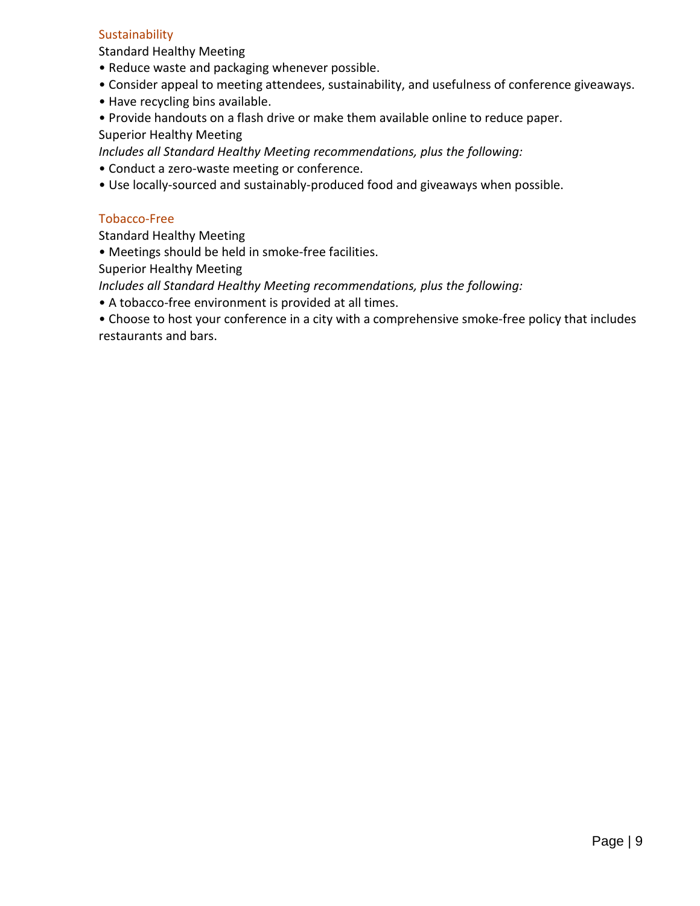### Sustainability

Standard Healthy Meeting

- Reduce waste and packaging whenever possible.
- Consider appeal to meeting attendees, sustainability, and usefulness of conference giveaways.
- Have recycling bins available.
- Provide handouts on a flash drive or make them available online to reduce paper.

Superior Healthy Meeting

*Includes all Standard Healthy Meeting recommendations, plus the following:*

- Conduct a zero-waste meeting or conference.
- Use locally-sourced and sustainably-produced food and giveaways when possible.

### Tobacco-Free

Standard Healthy Meeting

- Meetings should be held in smoke-free facilities.

Superior Healthy Meeting

*Includes all Standard Healthy Meeting recommendations, plus the following:*

- A tobacco-free environment is provided at all times.
- Choose to host your conference in a city with a comprehensive smoke-free policy that includes restaurants and bars.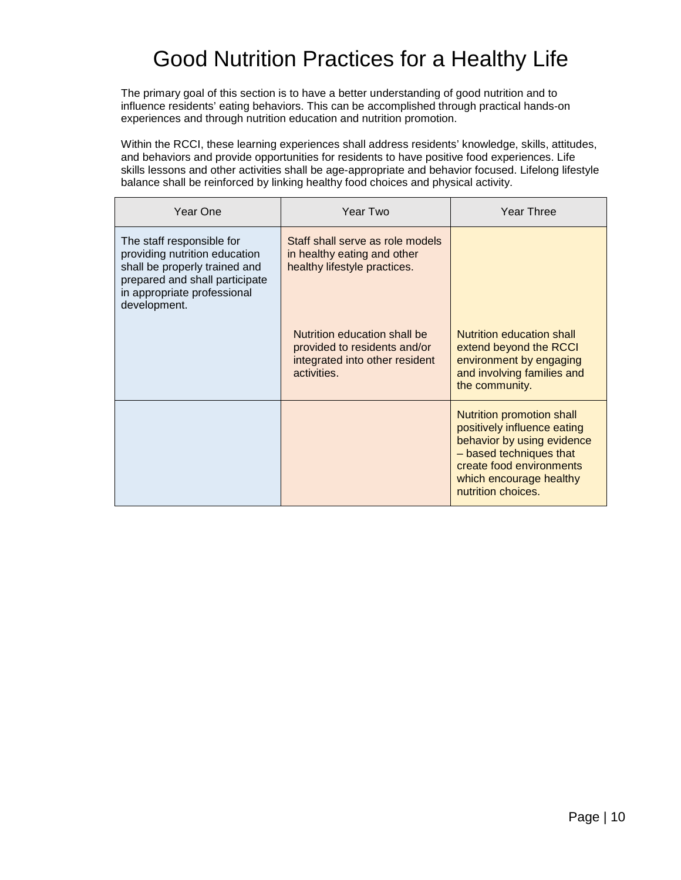# Good Nutrition Practices for a Healthy Life

The primary goal of this section is to have a better understanding of good nutrition and to influence residents' eating behaviors. This can be accomplished through practical hands-on experiences and through nutrition education and nutrition promotion.

Within the RCCI, these learning experiences shall address residents' knowledge, skills, attitudes, and behaviors and provide opportunities for residents to have positive food experiences. Life skills lessons and other activities shall be age-appropriate and behavior focused. Lifelong lifestyle balance shall be reinforced by linking healthy food choices and physical activity.

| Year One | Year Two | Year Three |
|---|---|---|
| The staff responsible for providing nutrition education shall be properly trained and prepared and shall participate in appropriate professional development. | Staff shall serve as role models in healthy eating and other healthy lifestyle practices. | |
| | Nutrition education shall be provided to residents and/or integrated into other resident activities. | Nutrition education shall extend beyond the RCCI environment by engaging and involving families and the community. |
| | | Nutrition promotion shall positively influence eating behavior by using evidence – based techniques that create food environments which encourage healthy nutrition choices. |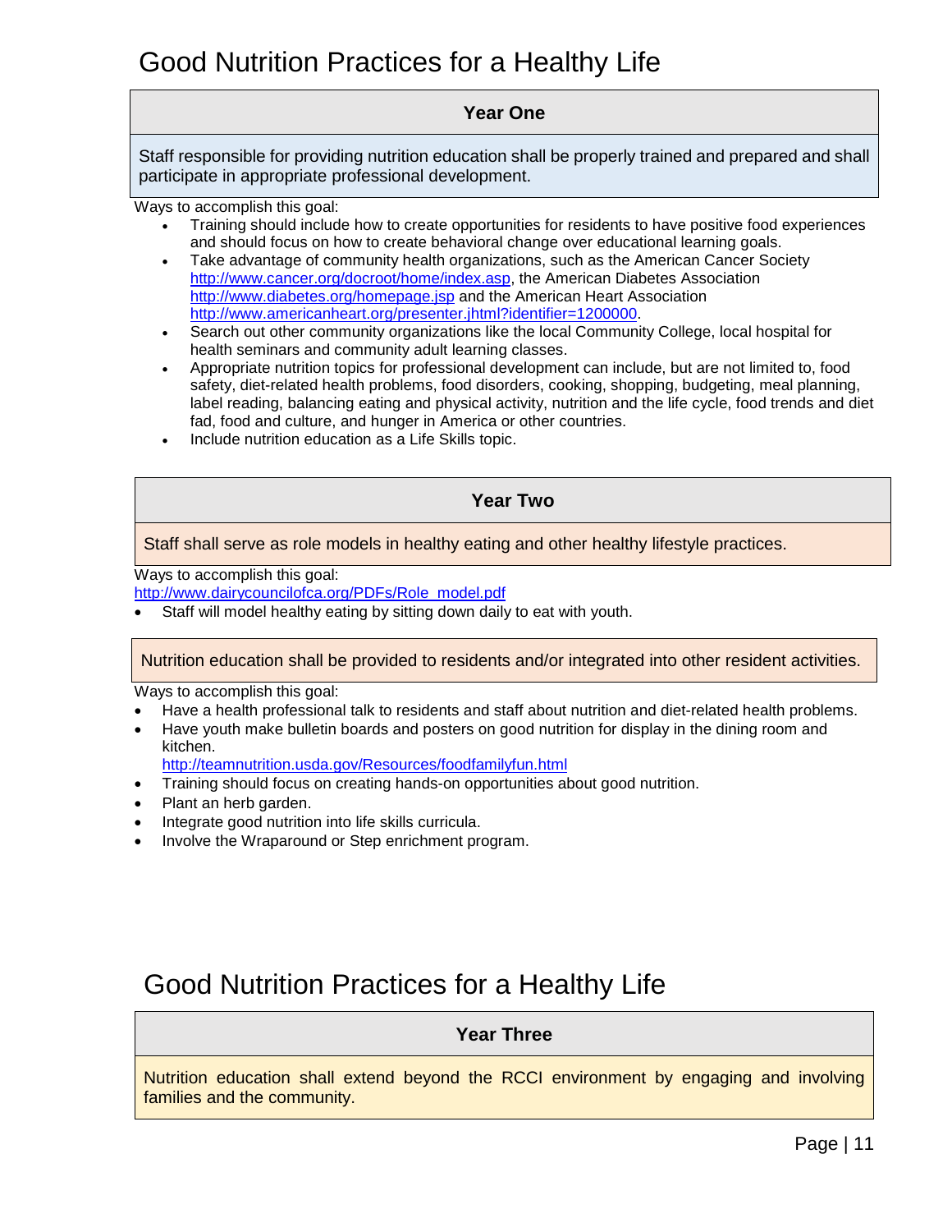# Good Nutrition Practices for a Healthy Life

### Year One

Staff responsible for providing nutrition education shall be properly trained and prepared and shall participate in appropriate professional development.

Ways to accomplish this goal:

- Training should include how to create opportunities for residents to have positive food experiences and should focus on how to create behavioral change over educational learning goals.
- Take advantage of community health organizations, such as the American Cancer Society http://www.cancer.org/docroot/home/index.asp, the American Diabetes Association http://www.diabetes.org/homepage.jsp and the American Heart Association http://www.americanheart.org/presenter.jhtml?identifier=1200000.
- Search out other community organizations like the local Community College, local hospital for health seminars and community adult learning classes.
- Appropriate nutrition topics for professional development can include, but are not limited to, food safety, diet-related health problems, food disorders, cooking, shopping, budgeting, meal planning, label reading, balancing eating and physical activity, nutrition and the life cycle, food trends and diet fad, food and culture, and hunger in America or other countries.
- Include nutrition education as a Life Skills topic.

### Year Two

Staff shall serve as role models in healthy eating and other healthy lifestyle practices.

Ways to accomplish this goal:
http://www.dairycouncilofca.org/PDFs/Role_model.pdf

- Staff will model healthy eating by sitting down daily to eat with youth.

Nutrition education shall be provided to residents and/or integrated into other resident activities.

Ways to accomplish this goal:

- Have a health professional talk to residents and staff about nutrition and diet-related health problems.
- Have youth make bulletin boards and posters on good nutrition for display in the dining room and kitchen.
  http://teamnutrition.usda.gov/Resources/foodfamilyfun.html
- Training should focus on creating hands-on opportunities about good nutrition.
- Plant an herb garden.
- Integrate good nutrition into life skills curricula.
- Involve the Wraparound or Step enrichment program.

# Good Nutrition Practices for a Healthy Life

### Year Three

Nutrition education shall extend beyond the RCCI environment by engaging and involving families and the community.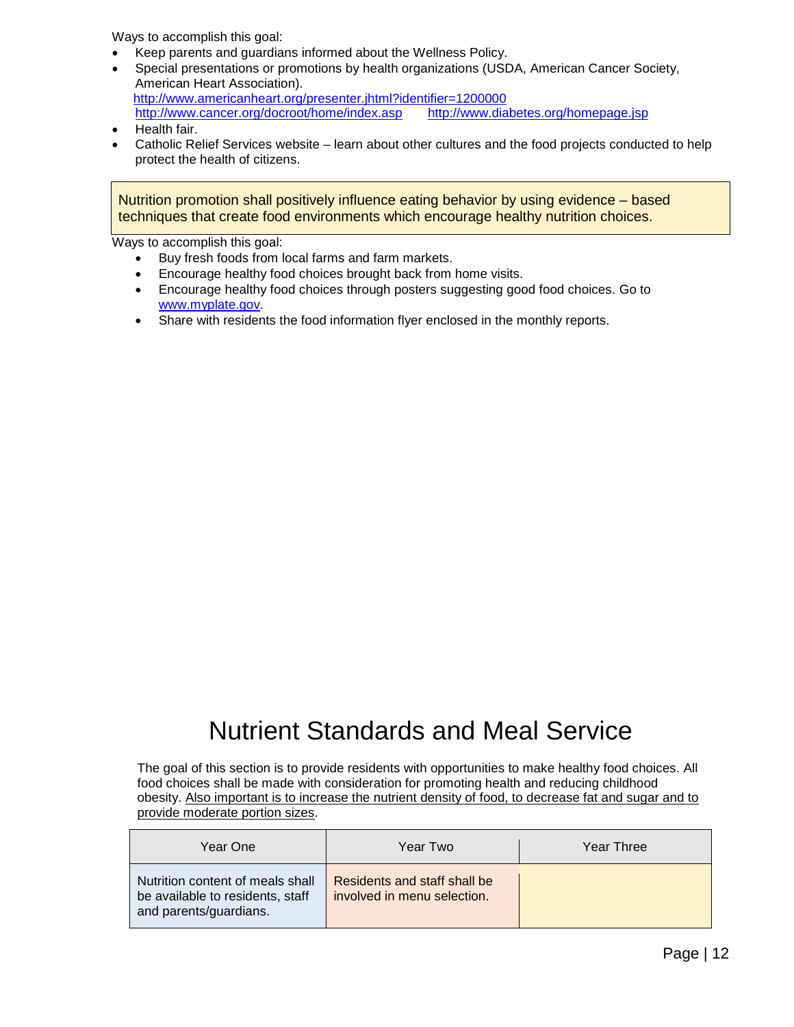Ways to accomplish this goal:

- Keep parents and guardians informed about the Wellness Policy.
- Special presentations or promotions by health organizations (USDA, American Cancer Society, American Heart Association).
  http://www.americanheart.org/presenter.jhtml?identifier=1200000
  http://www.cancer.org/docroot/home/index.asp http://www.diabetes.org/homepage.jsp
- Health fair.
- Catholic Relief Services website – learn about other cultures and the food projects conducted to help protect the health of citizens.

Nutrition promotion shall positively influence eating behavior by using evidence – based techniques that create food environments which encourage healthy nutrition choices.

Ways to accomplish this goal:

- Buy fresh foods from local farms and farm markets.
- Encourage healthy food choices brought back from home visits.
- Encourage healthy food choices through posters suggesting good food choices. Go to www.myplate.gov.
- Share with residents the food information flyer enclosed in the monthly reports.

# Nutrient Standards and Meal Service

The goal of this section is to provide residents with opportunities to make healthy food choices. All food choices shall be made with consideration for promoting health and reducing childhood obesity. Also important is to increase the nutrient density of food, to decrease fat and sugar and to provide moderate portion sizes.

| Year One | Year Two | Year Three |
|---|---|---|
| Nutrition content of meals shall be available to residents, staff and parents/guardians. | Residents and staff shall be involved in menu selection. | |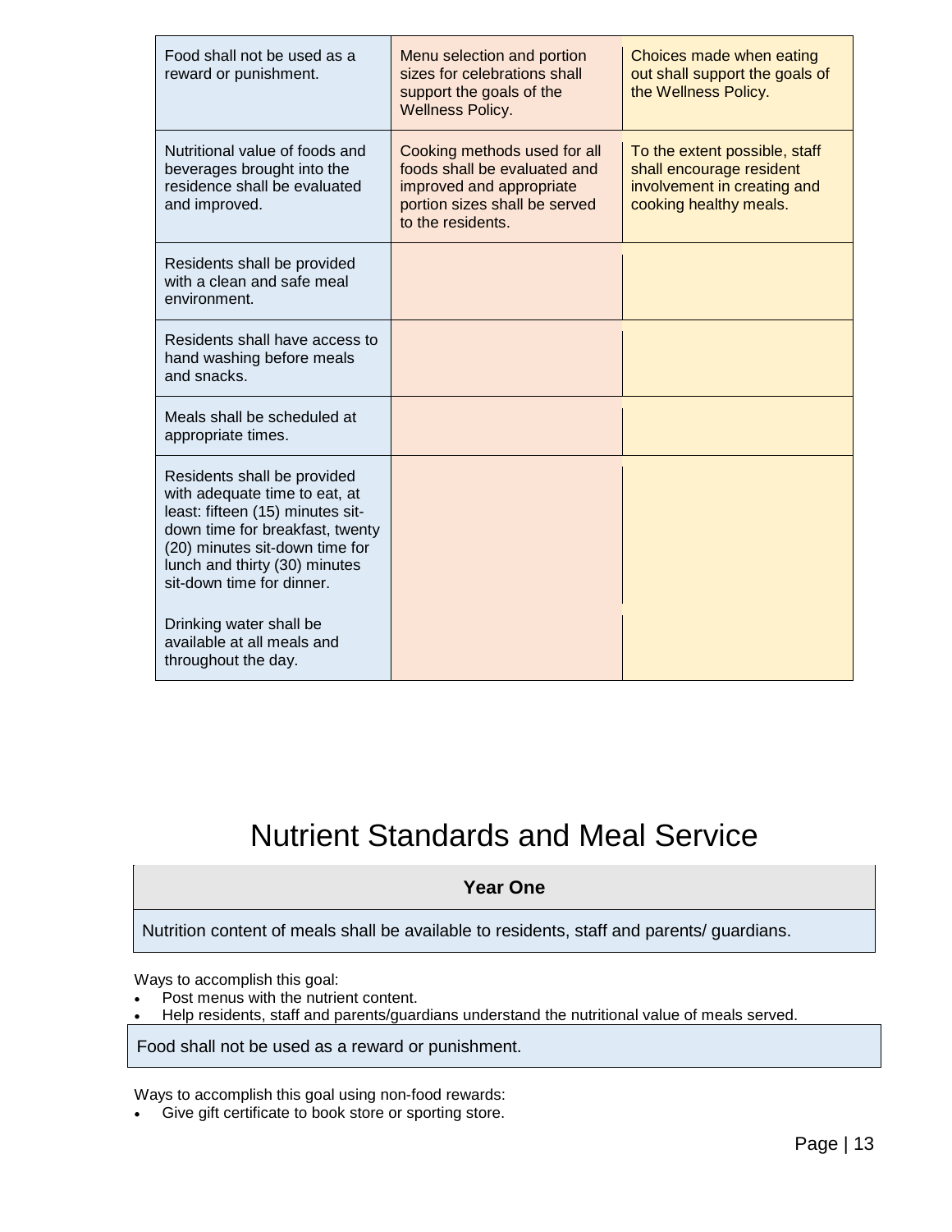| | | |
|---|---|---|
| Food shall not be used as a reward or punishment. | Menu selection and portion sizes for celebrations shall support the goals of the Wellness Policy. | Choices made when eating out shall support the goals of the Wellness Policy. |
| Nutritional value of foods and beverages brought into the residence shall be evaluated and improved. | Cooking methods used for all foods shall be evaluated and improved and appropriate portion sizes shall be served to the residents. | To the extent possible, staff shall encourage resident involvement in creating and cooking healthy meals. |
| Residents shall be provided with a clean and safe meal environment. | | |
| Residents shall have access to hand washing before meals and snacks. | | |
| Meals shall be scheduled at appropriate times. | | |
| Residents shall be provided with adequate time to eat, at least: fifteen (15) minutes sit-down time for breakfast, twenty (20) minutes sit-down time for lunch and thirty (30) minutes sit-down time for dinner. | | |
| Drinking water shall be available at all meals and throughout the day. | | |

# Nutrient Standards and Meal Service

| Year One |
|---|
| Nutrition content of meals shall be available to residents, staff and parents/ guardians. |

Ways to accomplish this goal:

- Post menus with the nutrient content.
- Help residents, staff and parents/guardians understand the nutritional value of meals served.

| Food shall not be used as a reward or punishment. |
|---|

Ways to accomplish this goal using non-food rewards:

- Give gift certificate to book store or sporting store.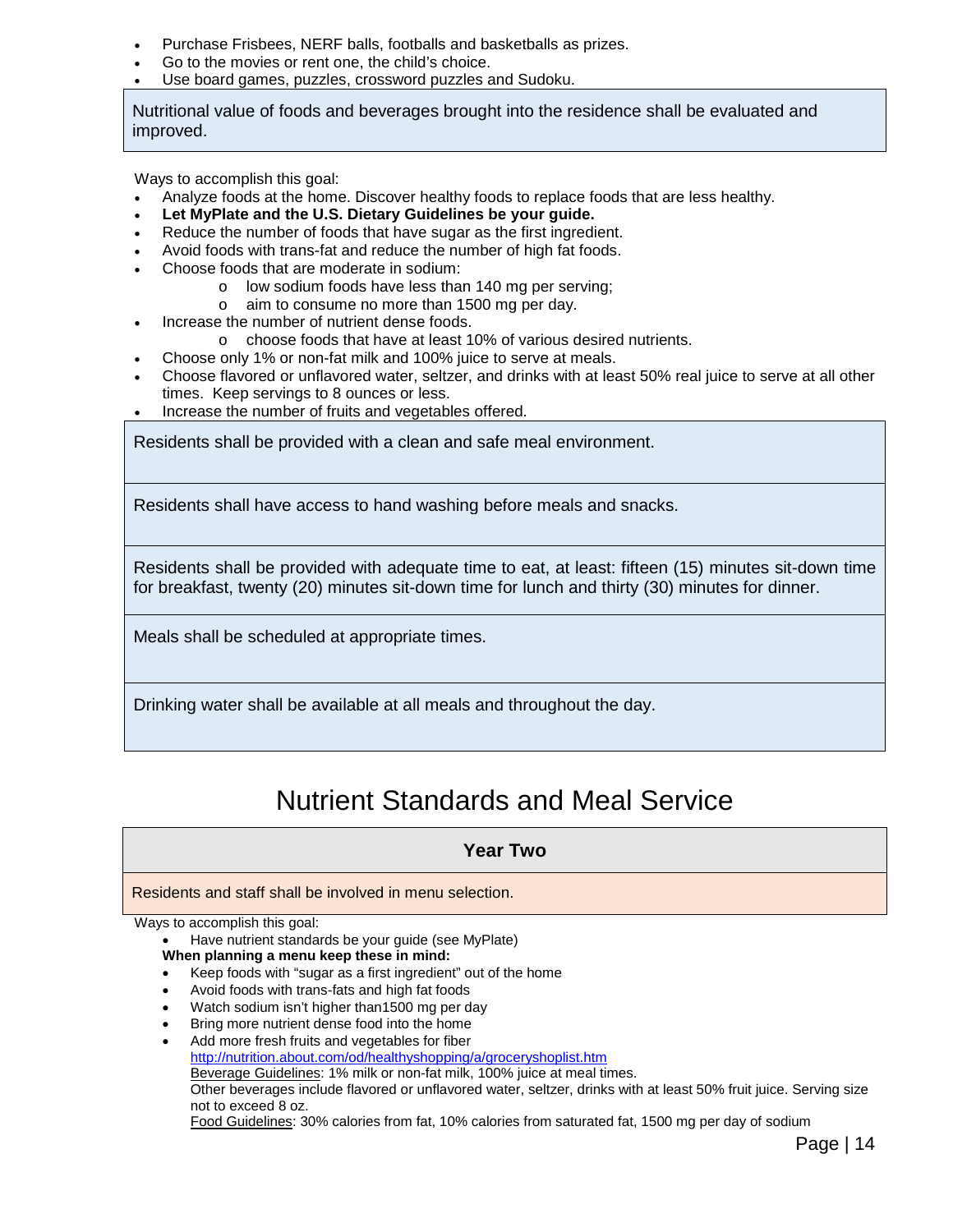- Purchase Frisbees, NERF balls, footballs and basketballs as prizes.
- Go to the movies or rent one, the child's choice.
- Use board games, puzzles, crossword puzzles and Sudoku.

| Nutritional value of foods and beverages brought into the residence shall be evaluated and improved. |
|---|

Ways to accomplish this goal:

- Analyze foods at the home. Discover healthy foods to replace foods that are less healthy.
- **Let MyPlate and the U.S. Dietary Guidelines be your guide.**
- Reduce the number of foods that have sugar as the first ingredient.
- Avoid foods with trans-fat and reduce the number of high fat foods.
- Choose foods that are moderate in sodium:
    - low sodium foods have less than 140 mg per serving;
    - aim to consume no more than 1500 mg per day.
- Increase the number of nutrient dense foods.
    - choose foods that have at least 10% of various desired nutrients.
- Choose only 1% or non-fat milk and 100% juice to serve at meals.
- Choose flavored or unflavored water, seltzer, and drinks with at least 50% real juice to serve at all other times. Keep servings to 8 ounces or less.
- Increase the number of fruits and vegetables offered.

| Residents shall be provided with a clean and safe meal environment. |
|---|
| Residents shall have access to hand washing before meals and snacks. |
| Residents shall be provided with adequate time to eat, at least: fifteen (15) minutes sit-down time for breakfast, twenty (20) minutes sit-down time for lunch and thirty (30) minutes for dinner. |
| Meals shall be scheduled at appropriate times. |
| Drinking water shall be available at all meals and throughout the day. |

# Nutrient Standards and Meal Service

| Year Two |
|---|
| Residents and staff shall be involved in menu selection. |

Ways to accomplish this goal:

- Have nutrient standards be your guide (see MyPlate)

**When planning a menu keep these in mind:**

- Keep foods with "sugar as a first ingredient" out of the home
- Avoid foods with trans-fats and high fat foods
- Watch sodium isn't higher than1500 mg per day
- Bring more nutrient dense food into the home
- Add more fresh fruits and vegetables for fiber

  http://nutrition.about.com/od/healthyshopping/a/groceryshoplist.htm

  Beverage Guidelines: 1% milk or non-fat milk, 100% juice at meal times.

  Other beverages include flavored or unflavored water, seltzer, drinks with at least 50% fruit juice. Serving size not to exceed 8 oz.

  Food Guidelines: 30% calories from fat, 10% calories from saturated fat, 1500 mg per day of sodium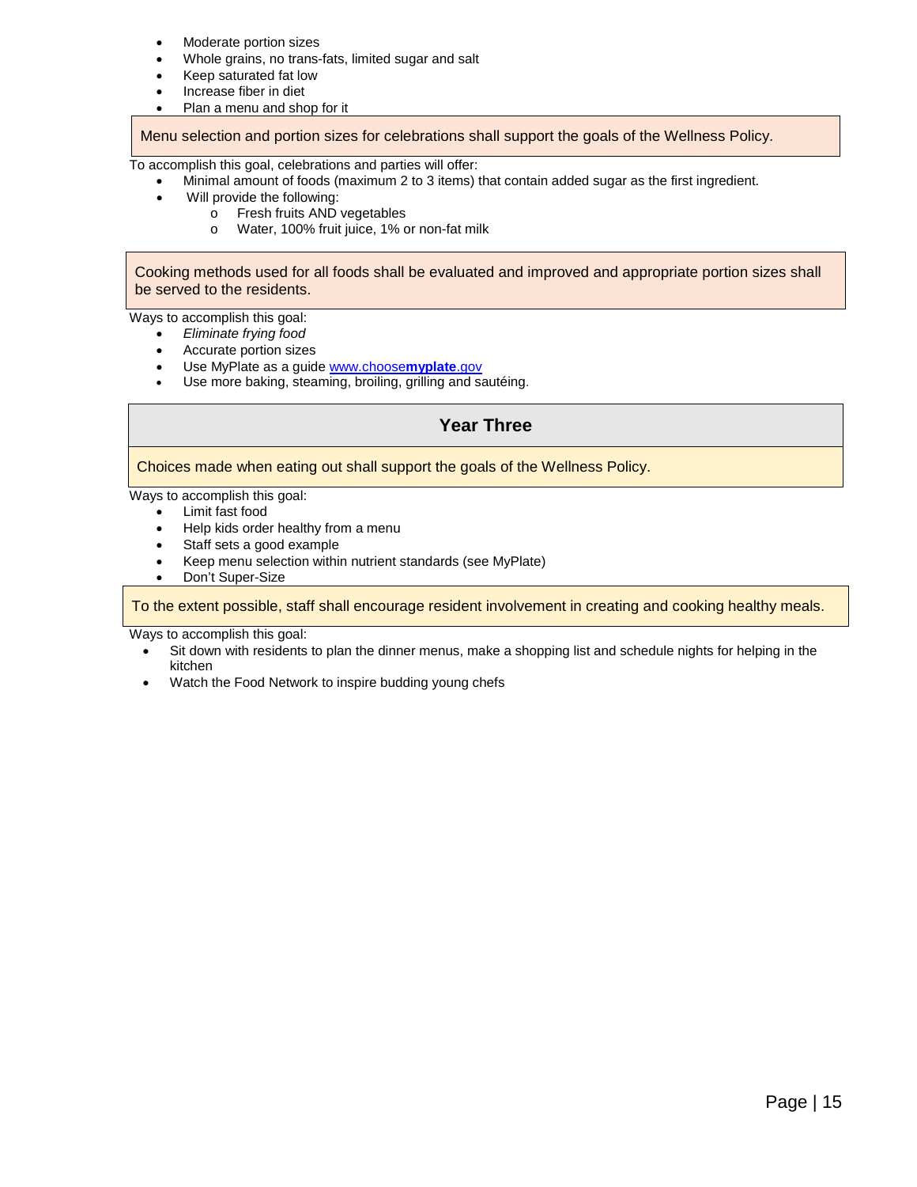- Moderate portion sizes
- Whole grains, no trans-fats, limited sugar and salt
- Keep saturated fat low
- Increase fiber in diet
- Plan a menu and shop for it

Menu selection and portion sizes for celebrations shall support the goals of the Wellness Policy.

To accomplish this goal, celebrations and parties will offer:

- Minimal amount of foods (maximum 2 to 3 items) that contain added sugar as the first ingredient.
- Will provide the following:
  - Fresh fruits AND vegetables
  - Water, 100% fruit juice, 1% or non-fat milk

Cooking methods used for all foods shall be evaluated and improved and appropriate portion sizes shall be served to the residents.

Ways to accomplish this goal:

- *Eliminate frying food*
- Accurate portion sizes
- Use MyPlate as a guide www.choose**myplate**.gov
- Use more baking, steaming, broiling, grilling and sautéing.

## Year Three

Choices made when eating out shall support the goals of the Wellness Policy.

Ways to accomplish this goal:

- Limit fast food
- Help kids order healthy from a menu
- Staff sets a good example
- Keep menu selection within nutrient standards (see MyPlate)
- Don't Super-Size

To the extent possible, staff shall encourage resident involvement in creating and cooking healthy meals.

Ways to accomplish this goal:

- Sit down with residents to plan the dinner menus, make a shopping list and schedule nights for helping in the kitchen
- Watch the Food Network to inspire budding young chefs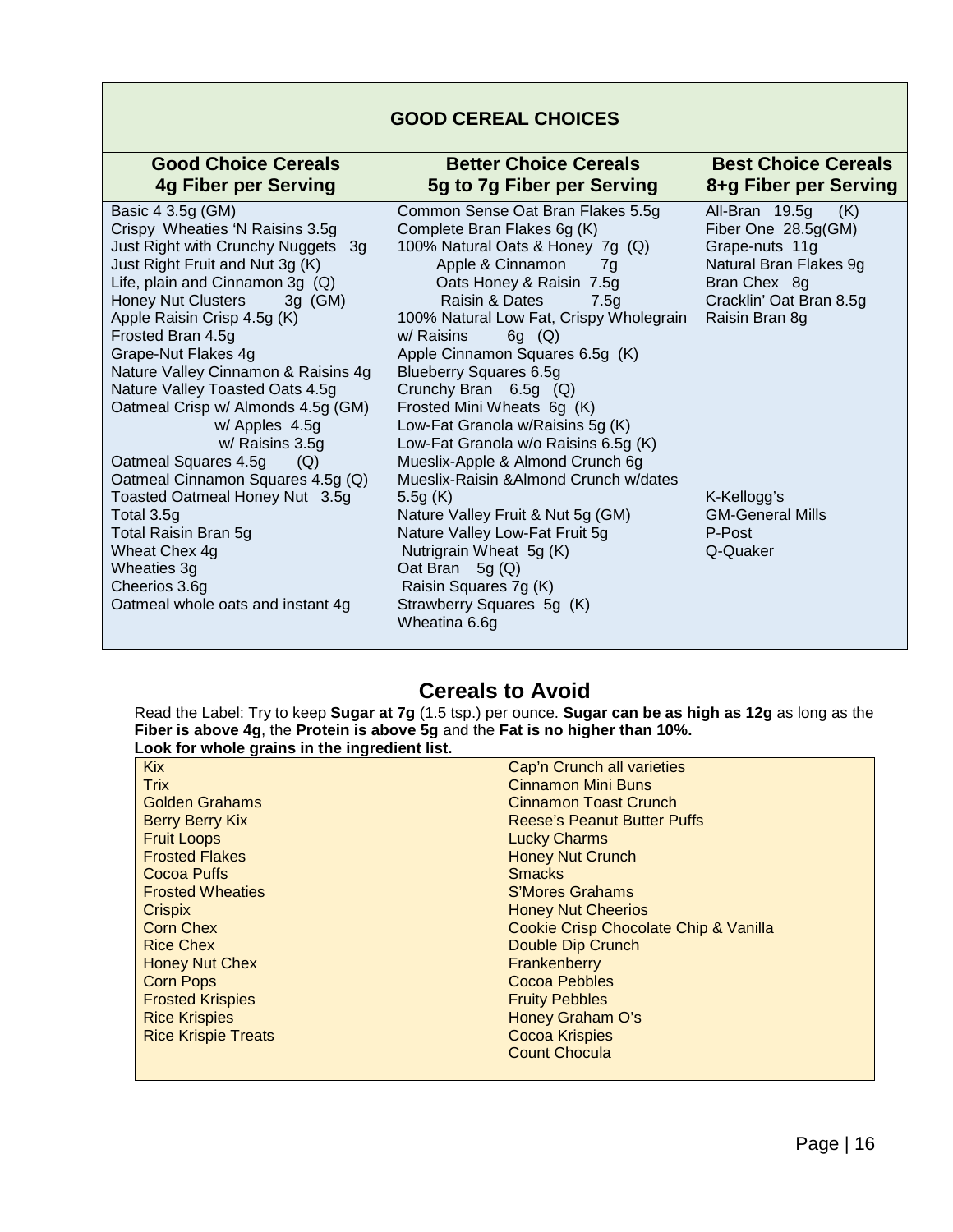## GOOD CEREAL CHOICES

| Good Choice Cereals 4g Fiber per Serving | Better Choice Cereals 5g to 7g Fiber per Serving | Best Choice Cereals 8+g Fiber per Serving |
|---|---|---|
| Basic 4 3.5g (GM) | Common Sense Oat Bran Flakes 5.5g | All-Bran 19.5g (K) |
| Crispy Wheaties 'N Raisins 3.5g | Complete Bran Flakes 6g (K) | Fiber One 28.5g(GM) |
| Just Right with Crunchy Nuggets 3g | 100% Natural Oats & Honey 7g (Q) | Grape-nuts 11g |
| Just Right Fruit and Nut 3g (K) | Apple & Cinnamon 7g | Natural Bran Flakes 9g |
| Life, plain and Cinnamon 3g (Q) | Oats Honey & Raisin 7.5g | Bran Chex 8g |
| Honey Nut Clusters 3g (GM) | Raisin & Dates 7.5g | Cracklin' Oat Bran 8.5g |
| Apple Raisin Crisp 4.5g (K) | 100% Natural Low Fat, Crispy Wholegrain w/ Raisins 6g (Q) | Raisin Bran 8g |
| Frosted Bran 4.5g | Apple Cinnamon Squares 6.5g (K) | |
| Grape-Nut Flakes 4g | Blueberry Squares 6.5g | |
| Nature Valley Cinnamon & Raisins 4g | Crunchy Bran 6.5g (Q) | |
| Nature Valley Toasted Oats 4.5g | Frosted Mini Wheats 6g (K) | |
| Oatmeal Crisp w/ Almonds 4.5g (GM) | Low-Fat Granola w/Raisins 5g (K) | |
| w/ Apples 4.5g | Low-Fat Granola w/o Raisins 6.5g (K) | |
| w/ Raisins 3.5g | Mueslix-Apple & Almond Crunch 6g | |
| Oatmeal Squares 4.5g (Q) | Mueslix-Raisin &Almond Crunch w/dates 5.5g (K) | |
| Oatmeal Cinnamon Squares 4.5g (Q) | Nature Valley Fruit & Nut 5g (GM) | K-Kellogg's |
| Toasted Oatmeal Honey Nut 3.5g | Nature Valley Low-Fat Fruit 5g | GM-General Mills |
| Total 3.5g | Nutrigrain Wheat 5g (K) | P-Post |
| Total Raisin Bran 5g | Oat Bran 5g (Q) | Q-Quaker |
| Wheat Chex 4g | Raisin Squares 7g (K) | |
| Wheaties 3g | Strawberry Squares 5g (K) | |
| Cheerios 3.6g | Wheatina 6.6g | |
| Oatmeal whole oats and instant 4g | | |

## Cereals to Avoid

Read the Label: Try to keep **Sugar at 7g** (1.5 tsp.) per ounce. **Sugar can be as high as 12g** as long as the **Fiber is above 4g**, the **Protein is above 5g** and the **Fat is no higher than 10%.**
**Look for whole grains in the ingredient list.**

| | |
|---|---|
| Kix | Cap'n Crunch all varieties |
| Trix | Cinnamon Mini Buns |
| Golden Grahams | Cinnamon Toast Crunch |
| Berry Berry Kix | Reese's Peanut Butter Puffs |
| Fruit Loops | Lucky Charms |
| Frosted Flakes | Honey Nut Crunch |
| Cocoa Puffs | Smacks |
| Frosted Wheaties | S'Mores Grahams |
| Crispix | Honey Nut Cheerios |
| Corn Chex | Cookie Crisp Chocolate Chip & Vanilla |
| Rice Chex | Double Dip Crunch |
| Honey Nut Chex | Frankenberry |
| Corn Pops | Cocoa Pebbles |
| Frosted Krispies | Fruity Pebbles |
| Rice Krispies | Honey Graham O's |
| Rice Krispie Treats | Cocoa Krispies |
| | Count Chocula |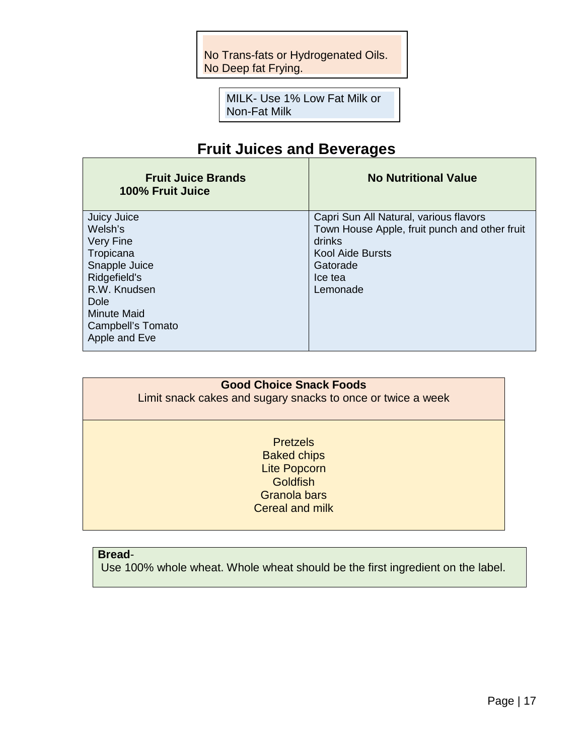No Trans-fats or Hydrogenated Oils.
No Deep fat Frying.

MILK- Use 1% Low Fat Milk or Non-Fat Milk

## Fruit Juices and Beverages

| Fruit Juice Brands 100% Fruit Juice | No Nutritional Value |
|---|---|
| Juicy Juice<br>Welsh's<br>Very Fine<br>Tropicana<br>Snapple Juice<br>Ridgefield's<br>R.W. Knudsen<br>Dole<br>Minute Maid<br>Campbell's Tomato<br>Apple and Eve | Capri Sun All Natural, various flavors<br>Town House Apple, fruit punch and other fruit drinks<br>Kool Aide Bursts<br>Gatorade<br>Ice tea<br>Lemonade |

**Good Choice Snack Foods**
Limit snack cakes and sugary snacks to once or twice a week

Pretzels
Baked chips
Lite Popcorn
Goldfish
Granola bars
Cereal and milk

**Bread**-
Use 100% whole wheat. Whole wheat should be the first ingredient on the label.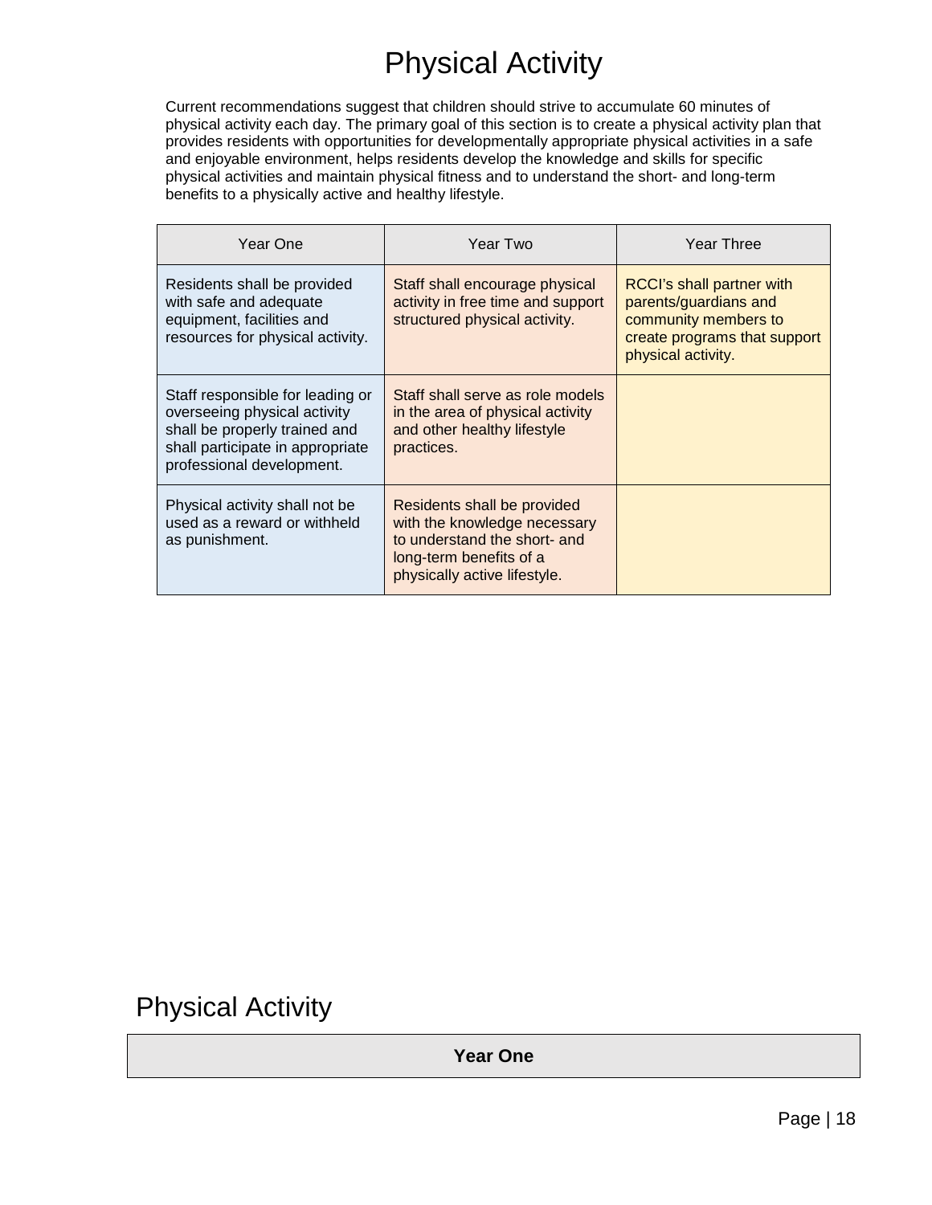# Physical Activity

Current recommendations suggest that children should strive to accumulate 60 minutes of physical activity each day. The primary goal of this section is to create a physical activity plan that provides residents with opportunities for developmentally appropriate physical activities in a safe and enjoyable environment, helps residents develop the knowledge and skills for specific physical activities and maintain physical fitness and to understand the short- and long-term benefits to a physically active and healthy lifestyle.

| Year One | Year Two | Year Three |
|---|---|---|
| Residents shall be provided with safe and adequate equipment, facilities and resources for physical activity. | Staff shall encourage physical activity in free time and support structured physical activity. | RCCI's shall partner with parents/guardians and community members to create programs that support physical activity. |
| Staff responsible for leading or overseeing physical activity shall be properly trained and shall participate in appropriate professional development. | Staff shall serve as role models in the area of physical activity and other healthy lifestyle practices. | |
| Physical activity shall not be used as a reward or withheld as punishment. | Residents shall be provided with the knowledge necessary to understand the short- and long-term benefits of a physically active lifestyle. | |

## Physical Activity

| **Year One** |
|---|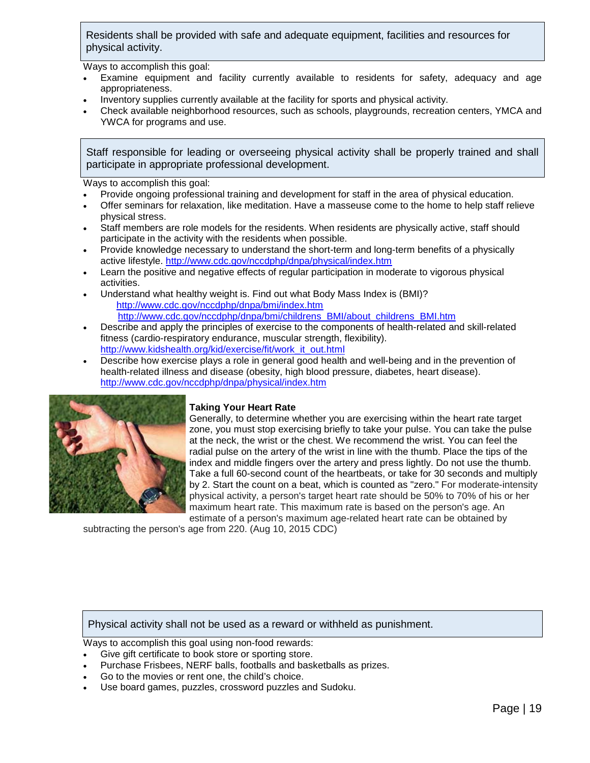Residents shall be provided with safe and adequate equipment, facilities and resources for physical activity.

Ways to accomplish this goal:

- Examine equipment and facility currently available to residents for safety, adequacy and age appropriateness.
- Inventory supplies currently available at the facility for sports and physical activity.
- Check available neighborhood resources, such as schools, playgrounds, recreation centers, YMCA and YWCA for programs and use.

Staff responsible for leading or overseeing physical activity shall be properly trained and shall participate in appropriate professional development.

Ways to accomplish this goal:

- Provide ongoing professional training and development for staff in the area of physical education.
- Offer seminars for relaxation, like meditation. Have a masseuse come to the home to help staff relieve physical stress.
- Staff members are role models for the residents. When residents are physically active, staff should participate in the activity with the residents when possible.
- Provide knowledge necessary to understand the short-term and long-term benefits of a physically active lifestyle. http://www.cdc.gov/nccdphp/dnpa/physical/index.htm
- Learn the positive and negative effects of regular participation in moderate to vigorous physical activities.
- Understand what healthy weight is. Find out what Body Mass Index is (BMI)?
  http://www.cdc.gov/nccdphp/dnpa/bmi/index.htm
  http://www.cdc.gov/nccdphp/dnpa/bmi/childrens_BMI/about_childrens_BMI.htm
- Describe and apply the principles of exercise to the components of health-related and skill-related fitness (cardio-respiratory endurance, muscular strength, flexibility).
  http://www.kidshealth.org/kid/exercise/fit/work_it_out.html
- Describe how exercise plays a role in general good health and well-being and in the prevention of health-related illness and disease (obesity, high blood pressure, diabetes, heart disease).
  http://www.cdc.gov/nccdphp/dnpa/physical/index.htm

**Taking Your Heart Rate**

Generally, to determine whether you are exercising within the heart rate target zone, you must stop exercising briefly to take your pulse. You can take the pulse at the neck, the wrist or the chest. We recommend the wrist. You can feel the radial pulse on the artery of the wrist in line with the thumb. Place the tips of the index and middle fingers over the artery and press lightly. Do not use the thumb. Take a full 60-second count of the heartbeats, or take for 30 seconds and multiply by 2. Start the count on a beat, which is counted as "zero." For moderate-intensity physical activity, a person's target heart rate should be 50% to 70% of his or her maximum heart rate. This maximum rate is based on the person's age. An estimate of a person's maximum age-related heart rate can be obtained by subtracting the person's age from 220. (Aug 10, 2015 CDC)

Physical activity shall not be used as a reward or withheld as punishment.

Ways to accomplish this goal using non-food rewards:

- Give gift certificate to book store or sporting store.
- Purchase Frisbees, NERF balls, footballs and basketballs as prizes.
- Go to the movies or rent one, the child's choice.
- Use board games, puzzles, crossword puzzles and Sudoku.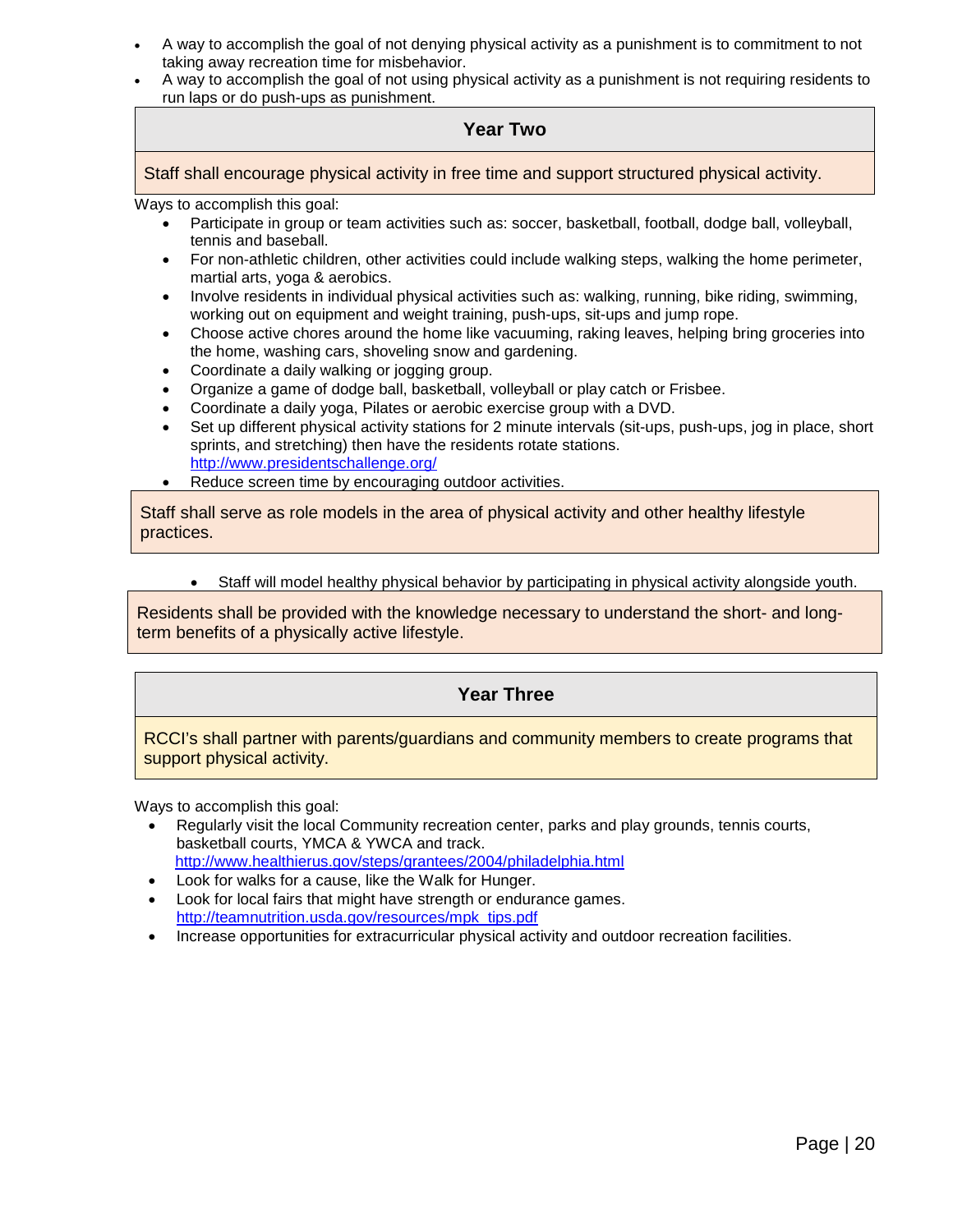- A way to accomplish the goal of not denying physical activity as a punishment is to commitment to not taking away recreation time for misbehavior.
- A way to accomplish the goal of not using physical activity as a punishment is not requiring residents to run laps or do push-ups as punishment.

## Year Two

Staff shall encourage physical activity in free time and support structured physical activity.

Ways to accomplish this goal:

- Participate in group or team activities such as: soccer, basketball, football, dodge ball, volleyball, tennis and baseball.
- For non-athletic children, other activities could include walking steps, walking the home perimeter, martial arts, yoga & aerobics.
- Involve residents in individual physical activities such as: walking, running, bike riding, swimming, working out on equipment and weight training, push-ups, sit-ups and jump rope.
- Choose active chores around the home like vacuuming, raking leaves, helping bring groceries into the home, washing cars, shoveling snow and gardening.
- Coordinate a daily walking or jogging group.
- Organize a game of dodge ball, basketball, volleyball or play catch or Frisbee.
- Coordinate a daily yoga, Pilates or aerobic exercise group with a DVD.
- Set up different physical activity stations for 2 minute intervals (sit-ups, push-ups, jog in place, short sprints, and stretching) then have the residents rotate stations. http://www.presidentschallenge.org/
- Reduce screen time by encouraging outdoor activities.

Staff shall serve as role models in the area of physical activity and other healthy lifestyle practices.

- Staff will model healthy physical behavior by participating in physical activity alongside youth.

Residents shall be provided with the knowledge necessary to understand the short- and long-term benefits of a physically active lifestyle.

## Year Three

RCCI's shall partner with parents/guardians and community members to create programs that support physical activity.

Ways to accomplish this goal:

- Regularly visit the local Community recreation center, parks and play grounds, tennis courts, basketball courts, YMCA & YWCA and track. http://www.healthierus.gov/steps/grantees/2004/philadelphia.html
- Look for walks for a cause, like the Walk for Hunger.
- Look for local fairs that might have strength or endurance games. http://teamnutrition.usda.gov/resources/mpk_tips.pdf
- Increase opportunities for extracurricular physical activity and outdoor recreation facilities.